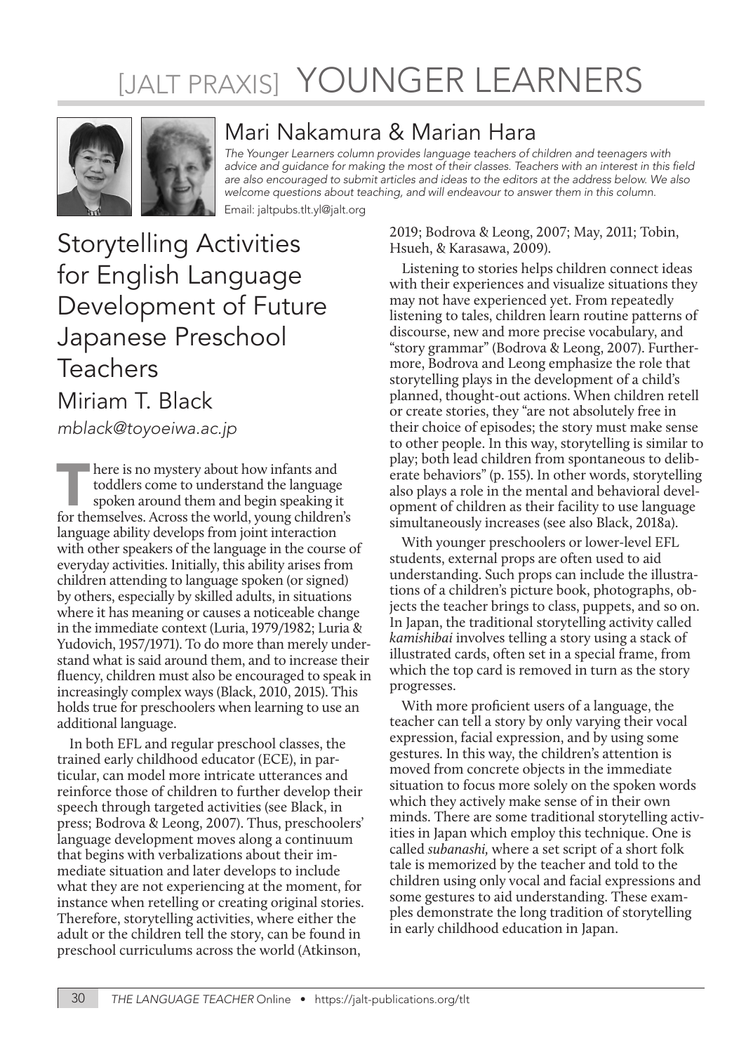# [JALT PRAXIS] YOUNGER LEARNERS

## Mari Nakamura & Marian Hara

*The Younger Learners column provides language teachers of children and teenagers with advice and guidance for making the most of their classes. Teachers with an interest in this field are also encouraged to submit articles and ideas to the editors at the address below. We also welcome questions about teaching, and will endeavour to answer them in this column.*

Email: jaltpubs.tlt.yl@jalt.org

# Storytelling Activities for English Language Development of Future Japanese Preschool Teachers

## Miriam T. Black

*mblack@toyoeiwa.ac.jp*

There is no mystery about how infants and toddlers come to understand the language spoken around them and begin speaking it for themselves. Across the world, young children's language ability develops from joint interaction with other speakers of the language in the course of everyday activities. Initially, this ability arises from children attending to language spoken (or signed) by others, especially by skilled adults, in situations where it has meaning or causes a noticeable change in the immediate context (Luria, 1979/1982; Luria & Yudovich, 1957/1971). To do more than merely understand what is said around them, and to increase their fluency, children must also be encouraged to speak in increasingly complex ways (Black, 2010, 2015). This holds true for preschoolers when learning to use an additional language.

In both EFL and regular preschool classes, the trained early childhood educator (ECE), in particular, can model more intricate utterances and reinforce those of children to further develop their speech through targeted activities (see Black, in press; Bodrova & Leong, 2007). Thus, preschoolers' language development moves along a continuum that begins with verbalizations about their immediate situation and later develops to include what they are not experiencing at the moment, for instance when retelling or creating original stories. Therefore, storytelling activities, where either the adult or the children tell the story, can be found in preschool curriculums across the world (Atkinson, 2019; Bodrova & Leong, 2007; May, 2011; Tobin, Hsueh, & Karasawa, 2009).

Listening to stories helps children connect ideas with their experiences and visualize situations they may not have experienced yet. From repeatedly listening to tales, children learn routine patterns of discourse, new and more precise vocabulary, and "story grammar" (Bodrova & Leong, 2007). Furthermore, Bodrova and Leong emphasize the role that storytelling plays in the development of a child's planned, thought-out actions. When children retell or create stories, they "are not absolutely free in their choice of episodes; the story must make sense to other people. In this way, storytelling is similar to play; both lead children from spontaneous to deliberate behaviors" (p. 155). In other words, storytelling also plays a role in the mental and behavioral development of children as their facility to use language simultaneously increases (see also Black, 2018a).

With younger preschoolers or lower-level EFL students, external props are often used to aid understanding. Such props can include the illustrations of a children's picture book, photographs, objects the teacher brings to class, puppets, and so on. In Japan, the traditional storytelling activity called *kamishibai* involves telling a story using a stack of illustrated cards, often set in a special frame, from which the top card is removed in turn as the story progresses.

With more proficient users of a language, the teacher can tell a story by only varying their vocal expression, facial expression, and by using some gestures. In this way, the children's attention is moved from concrete objects in the immediate situation to focus more solely on the spoken words which they actively make sense of in their own minds. There are some traditional storytelling activities in Japan which employ this technique. One is called *subanashi,* where a set script of a short folk tale is memorized by the teacher and told to the children using only vocal and facial expressions and some gestures to aid understanding. These examples demonstrate the long tradition of storytelling in early childhood education in Japan.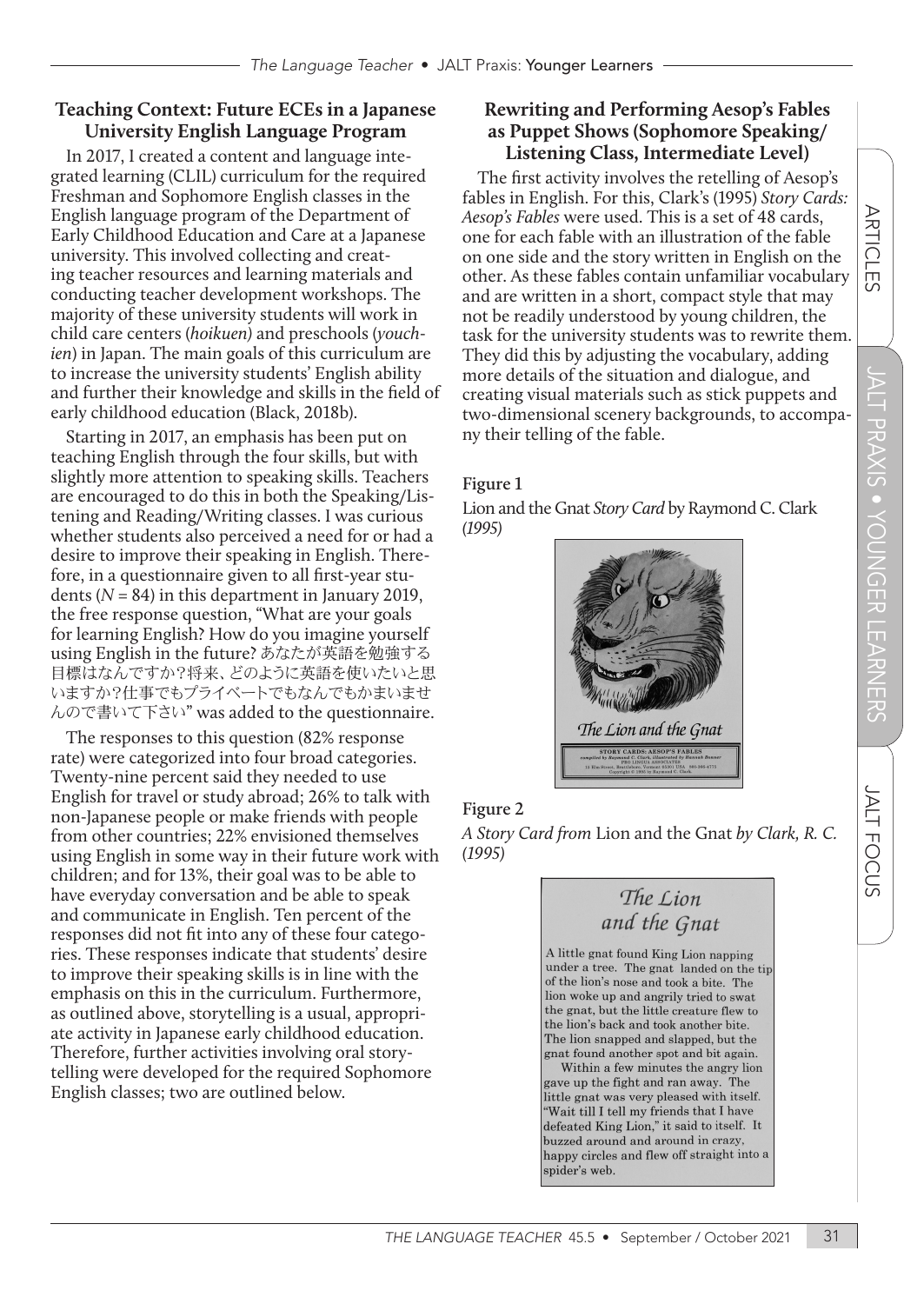## Teaching Context: Future ECEs in a Japanese University English Language Program

In 2017, I created a content and language integrated learning (CLIL) curriculum for the required Freshman and Sophomore English classes in the English language program of the Department of Early Childhood Education and Care at a Japanese university. This involved collecting and creating teacher resources and learning materials and conducting teacher development workshops. The majority of these university students will work in child care centers (*hoikuen*) and preschools (*youchien*) in Japan. The main goals of this curriculum are to increase the university students' English ability and further their knowledge and skills in the field of early childhood education (Black, 2018b).

Starting in 2017, an emphasis has been put on teaching English through the four skills, but with slightly more attention to speaking skills. Teachers are encouraged to do this in both the Speaking/Listening and Reading/Writing classes. I was curious whether students also perceived a need for or had a desire to improve their speaking in English. Therefore, in a questionnaire given to all first-year students (*N* = 84) in this department in January 2019, the free response question, "What are your goals for learning English? How do you imagine yourself using English in the future? あなたが英語を勉強する目標はなんですか？将来、どのように英語を使いたいと思いますか？仕事でもプライベートでもなんでもかまいませんので書いて下さい" was added to the questionnaire.

The responses to this question (82% response rate) were categorized into four broad categories. Twenty-nine percent said they needed to use English for travel or study abroad; 26% to talk with non-Japanese people or make friends with people from other countries; 22% envisioned themselves using English in some way in their future work with children; and for 13%, their goal was to be able to have everyday conversation and be able to speak and communicate in English. Ten percent of the responses did not fit into any of these four categories. These responses indicate that students' desire to improve their speaking skills is in line with the emphasis on this in the curriculum. Furthermore, as outlined above, storytelling is a usual, appropriate activity in Japanese early childhood education. Therefore, further activities involving oral storytelling were developed for the required Sophomore English classes; two are outlined below.

## Rewriting and Performing Aesop's Fables as Puppet Shows (Sophomore Speaking/Listening Class, Intermediate Level)

The first activity involves the retelling of Aesop's fables in English. For this, Clark's (1995) *Story Cards: Aesop's Fables* were used. This is a set of 48 cards, one for each fable with an illustration of the fable on one side and the story written in English on the other. As these fables contain unfamiliar vocabulary and are written in a short, compact style that may not be readily understood by young children, the task for the university students was to rewrite them. They did this by adjusting the vocabulary, adding more details of the situation and dialogue, and creating visual materials such as stick puppets and two-dimensional scenery backgrounds, to accompany their telling of the fable.

**Figure 1**

Lion and the Gnat *Story Card* by Raymond C. Clark (1995)

The Lion and the Gnat

STORY CARDS: AESOP'S FABLES
compiled by Raymond C. Clark, illustrated by Hannah Bonner
PRO LINGUA ASSOCIATES
15 Elm Street, Brattleboro, Vermont 05301 USA 800-366-4775
Copyright © 1995 by Raymond C. Clark.

**Figure 2**

*A Story Card from* Lion and the Gnat *by Clark, R. C. (1995)*

The Lion and the Gnat

A little gnat found King Lion napping under a tree. The gnat landed on the tip of the lion's nose and took a bite. The lion woke up and angrily tried to swat the gnat, but the little creature flew to the lion's back and took another bite. The lion snapped and slapped, but the gnat found another spot and bit again.

Within a few minutes the angry lion gave up the fight and ran away. The little gnat was very pleased with itself. "Wait till I tell my friends that I have defeated King Lion," it said to itself. It buzzed around and around in crazy, happy circles and flew off straight into a spider's web.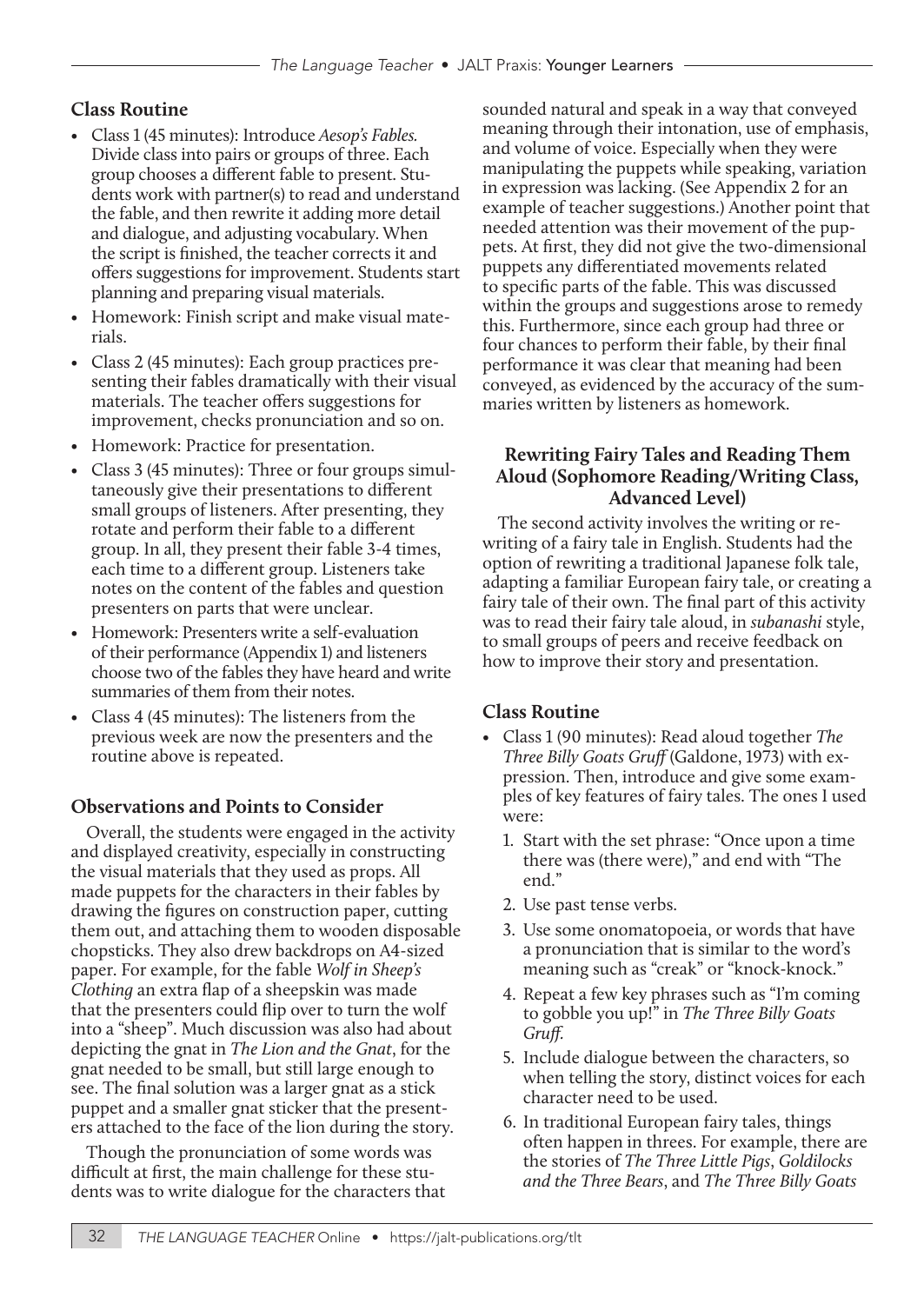### Class Routine

- Class 1 (45 minutes): Introduce *Aesop's Fables.* Divide class into pairs or groups of three. Each group chooses a different fable to present. Students work with partner(s) to read and understand the fable, and then rewrite it adding more detail and dialogue, and adjusting vocabulary. When the script is finished, the teacher corrects it and offers suggestions for improvement. Students start planning and preparing visual materials.
- Homework: Finish script and make visual materials.
- Class 2 (45 minutes): Each group practices presenting their fables dramatically with their visual materials. The teacher offers suggestions for improvement, checks pronunciation and so on.
- Homework: Practice for presentation.
- Class 3 (45 minutes): Three or four groups simultaneously give their presentations to different small groups of listeners. After presenting, they rotate and perform their fable to a different group. In all, they present their fable 3-4 times, each time to a different group. Listeners take notes on the content of the fables and question presenters on parts that were unclear.
- Homework: Presenters write a self-evaluation of their performance (Appendix 1) and listeners choose two of the fables they have heard and write summaries of them from their notes.
- Class 4 (45 minutes): The listeners from the previous week are now the presenters and the routine above is repeated.

### Observations and Points to Consider

Overall, the students were engaged in the activity and displayed creativity, especially in constructing the visual materials that they used as props. All made puppets for the characters in their fables by drawing the figures on construction paper, cutting them out, and attaching them to wooden disposable chopsticks. They also drew backdrops on A4-sized paper. For example, for the fable *Wolf in Sheep's Clothing* an extra flap of a sheepskin was made that the presenters could flip over to turn the wolf into a "sheep". Much discussion was also had about depicting the gnat in *The Lion and the Gnat*, for the gnat needed to be small, but still large enough to see. The final solution was a larger gnat as a stick puppet and a smaller gnat sticker that the presenters attached to the face of the lion during the story.

Though the pronunciation of some words was difficult at first, the main challenge for these students was to write dialogue for the characters that sounded natural and speak in a way that conveyed meaning through their intonation, use of emphasis, and volume of voice. Especially when they were manipulating the puppets while speaking, variation in expression was lacking. (See Appendix 2 for an example of teacher suggestions.) Another point that needed attention was their movement of the puppets. At first, they did not give the two-dimensional puppets any differentiated movements related to specific parts of the fable. This was discussed within the groups and suggestions arose to remedy this. Furthermore, since each group had three or four chances to perform their fable, by their final performance it was clear that meaning had been conveyed, as evidenced by the accuracy of the summaries written by listeners as homework.

## Rewriting Fairy Tales and Reading Them Aloud (Sophomore Reading/Writing Class, Advanced Level)

The second activity involves the writing or rewriting of a fairy tale in English. Students had the option of rewriting a traditional Japanese folk tale, adapting a familiar European fairy tale, or creating a fairy tale of their own. The final part of this activity was to read their fairy tale aloud, in *subanashi* style, to small groups of peers and receive feedback on how to improve their story and presentation.

### Class Routine

- Class 1 (90 minutes): Read aloud together *The Three Billy Goats Gruff* (Galdone, 1973) with expression. Then, introduce and give some examples of key features of fairy tales. The ones I used were:
  1. Start with the set phrase: "Once upon a time there was (there were)," and end with "The end."
  2. Use past tense verbs.
  3. Use some onomatopoeia, or words that have a pronunciation that is similar to the word's meaning such as "creak" or "knock-knock."
  4. Repeat a few key phrases such as "I'm coming to gobble you up!" in *The Three Billy Goats Gruff.*
  5. Include dialogue between the characters, so when telling the story, distinct voices for each character need to be used.
  6. In traditional European fairy tales, things often happen in threes. For example, there are the stories of *The Three Little Pigs*, *Goldilocks and the Three Bears*, and *The Three Billy Goats*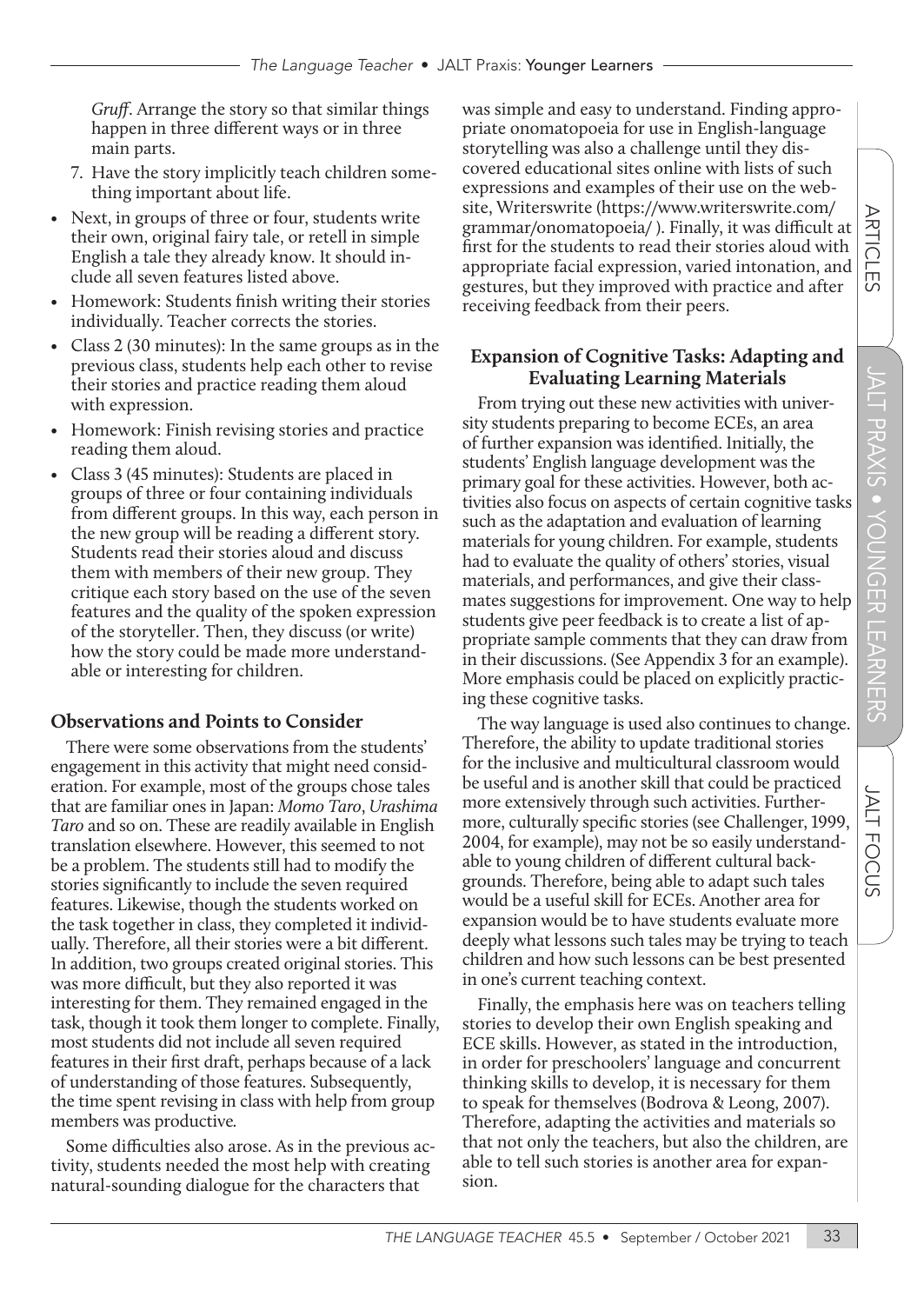*Gruff*. Arrange the story so that similar things happen in three different ways or in three main parts.

7. Have the story implicitly teach children something important about life.

- Next, in groups of three or four, students write their own, original fairy tale, or retell in simple English a tale they already know. It should include all seven features listed above.
- Homework: Students finish writing their stories individually. Teacher corrects the stories.
- Class 2 (30 minutes): In the same groups as in the previous class, students help each other to revise their stories and practice reading them aloud with expression.
- Homework: Finish revising stories and practice reading them aloud.
- Class 3 (45 minutes): Students are placed in groups of three or four containing individuals from different groups. In this way, each person in the new group will be reading a different story. Students read their stories aloud and discuss them with members of their new group. They critique each story based on the use of the seven features and the quality of the spoken expression of the storyteller. Then, they discuss (or write) how the story could be made more understandable or interesting for children.

### Observations and Points to Consider

There were some observations from the students' engagement in this activity that might need consideration. For example, most of the groups chose tales that are familiar ones in Japan: *Momo Taro*, *Urashima Taro* and so on. These are readily available in English translation elsewhere. However, this seemed to not be a problem. The students still had to modify the stories significantly to include the seven required features. Likewise, though the students worked on the task together in class, they completed it individually. Therefore, all their stories were a bit different. In addition, two groups created original stories. This was more difficult, but they also reported it was interesting for them. They remained engaged in the task, though it took them longer to complete. Finally, most students did not include all seven required features in their first draft, perhaps because of a lack of understanding of those features. Subsequently, the time spent revising in class with help from group members was productive*.*

Some difficulties also arose. As in the previous activity, students needed the most help with creating natural-sounding dialogue for the characters that was simple and easy to understand. Finding appropriate onomatopoeia for use in English-language storytelling was also a challenge until they discovered educational sites online with lists of such expressions and examples of their use on the website, Writerswrite (https://www.writerswrite.com/grammar/onomatopoeia/ ). Finally, it was difficult at first for the students to read their stories aloud with appropriate facial expression, varied intonation, and gestures, but they improved with practice and after receiving feedback from their peers.

### Expansion of Cognitive Tasks: Adapting and Evaluating Learning Materials

From trying out these new activities with university students preparing to become ECEs, an area of further expansion was identified. Initially, the students' English language development was the primary goal for these activities. However, both activities also focus on aspects of certain cognitive tasks such as the adaptation and evaluation of learning materials for young children. For example, students had to evaluate the quality of others' stories, visual materials, and performances, and give their classmates suggestions for improvement. One way to help students give peer feedback is to create a list of appropriate sample comments that they can draw from in their discussions. (See Appendix 3 for an example). More emphasis could be placed on explicitly practicing these cognitive tasks.

The way language is used also continues to change. Therefore, the ability to update traditional stories for the inclusive and multicultural classroom would be useful and is another skill that could be practiced more extensively through such activities. Furthermore, culturally specific stories (see Challenger, 1999, 2004, for example), may not be so easily understandable to young children of different cultural backgrounds. Therefore, being able to adapt such tales would be a useful skill for ECEs. Another area for expansion would be to have students evaluate more deeply what lessons such tales may be trying to teach children and how such lessons can be best presented in one's current teaching context.

Finally, the emphasis here was on teachers telling stories to develop their own English speaking and ECE skills. However, as stated in the introduction, in order for preschoolers' language and concurrent thinking skills to develop, it is necessary for them to speak for themselves (Bodrova & Leong, 2007). Therefore, adapting the activities and materials so that not only the teachers, but also the children, are able to tell such stories is another area for expansion.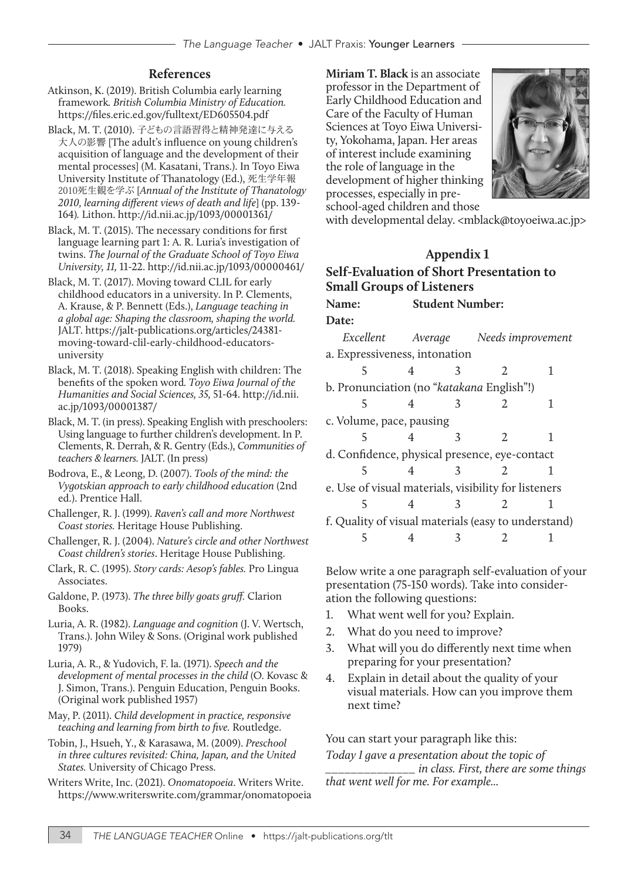## References

Atkinson, K. (2019). British Columbia early learning framework. *British Columbia Ministry of Education.* https://files.eric.ed.gov/fulltext/ED605504.pdf

Black, M. T. (2010). 子どもの言語習得と精神発達に与える大人の影響 [The adult's influence on young children's acquisition of language and the development of their mental processes] (M. Kasatani, Trans.). In Toyo Eiwa University Institute of Thanatology (Ed.), 死生学年報2010死生観を学ぶ [*Annual of the Institute of Thanatology 2010, learning different views of death and life*] (pp. 139-164)*.* Lithon. http://id.nii.ac.jp/1093/00001361/

Black, M. T. (2015). The necessary conditions for first language learning part 1: A. R. Luria's investigation of twins. *The Journal of the Graduate School of Toyo Eiwa University, 11,* 11-22. http://id.nii.ac.jp/1093/00000461/

Black, M. T. (2017). Moving toward CLIL for early childhood educators in a university. In P. Clements, A. Krause, & P. Bennett (Eds.), *Language teaching in a global age: Shaping the classroom, shaping the world.* JALT. https://jalt-publications.org/articles/24381-moving-toward-clil-early-childhood-educators-university

Black, M. T. (2018). Speaking English with children: The benefits of the spoken word*. Toyo Eiwa Journal of the Humanities and Social Sciences, 35,* 51-64. http://id.nii.ac.jp/1093/00001387/

Black, M. T. (in press). Speaking English with preschoolers: Using language to further children's development. In P. Clements, R. Derrah, & R. Gentry (Eds.), *Communities of teachers & learners.* JALT. (In press)

Bodrova, E., & Leong, D. (2007). *Tools of the mind: the Vygotskian approach to early childhood education* (2nd ed.). Prentice Hall.

Challenger, R. J. (1999). *Raven's call and more Northwest Coast stories.* Heritage House Publishing.

Challenger, R. J. (2004). *Nature's circle and other Northwest Coast children's stories*. Heritage House Publishing.

Clark, R. C. (1995). *Story cards: Aesop's fables.* Pro Lingua Associates.

Galdone, P. (1973). *The three billy goats gruff.* Clarion Books.

Luria, A. R. (1982). *Language and cognition* (J. V. Wertsch, Trans.). John Wiley & Sons. (Original work published 1979)

Luria, A. R., & Yudovich, F. la. (1971). *Speech and the development of mental processes in the child* (O. Kovasc & J. Simon, Trans.). Penguin Education, Penguin Books. (Original work published 1957)

May, P. (2011). *Child development in practice, responsive teaching and learning from birth to five.* Routledge.

Tobin, J., Hsueh, Y., & Karasawa, M. (2009). *Preschool in three cultures revisited: China, Japan, and the United States.* University of Chicago Press.

Writers Write, Inc. (2021). *Onomatopoeia*. Writers Write. https://www.writerswrite.com/grammar/onomatopoeia

**Miriam T. Black** is an associate professor in the Department of Early Childhood Education and Care of the Faculty of Human Sciences at Toyo Eiwa University, Yokohama, Japan. Her areas of interest include examining the role of language in the development of higher thinking processes, especially in pre-school-aged children and those with developmental delay. <mblack@toyoeiwa.ac.jp>

## Appendix 1

### Self-Evaluation of Short Presentation to Small Groups of Listeners

**Name:** **Student Number:**

**Date:**

*Excellent* *Average* *Needs improvement*

a. Expressiveness, intonation

5 4 3 2 1

b. Pronunciation (no "*katakana* English"!)

5 4 3 2 1

c. Volume, pace, pausing

5 4 3 2 1

d. Confidence, physical presence, eye-contact

5 4 3 2 1

e. Use of visual materials, visibility for listeners

5 4 3 2 1

f. Quality of visual materials (easy to understand)

5 4 3 2 1

Below write a one paragraph self-evaluation of your presentation (75-150 words). Take into consideration the following questions:

1. What went well for you? Explain.
2. What do you need to improve?
3. What will you do differently next time when preparing for your presentation?
4. Explain in detail about the quality of your visual materials. How can you improve them next time?

You can start your paragraph like this:

*Today I gave a presentation about the topic of \_\_\_\_\_\_\_\_\_\_\_\_\_\_\_ in class. First, there are some things that went well for me. For example...*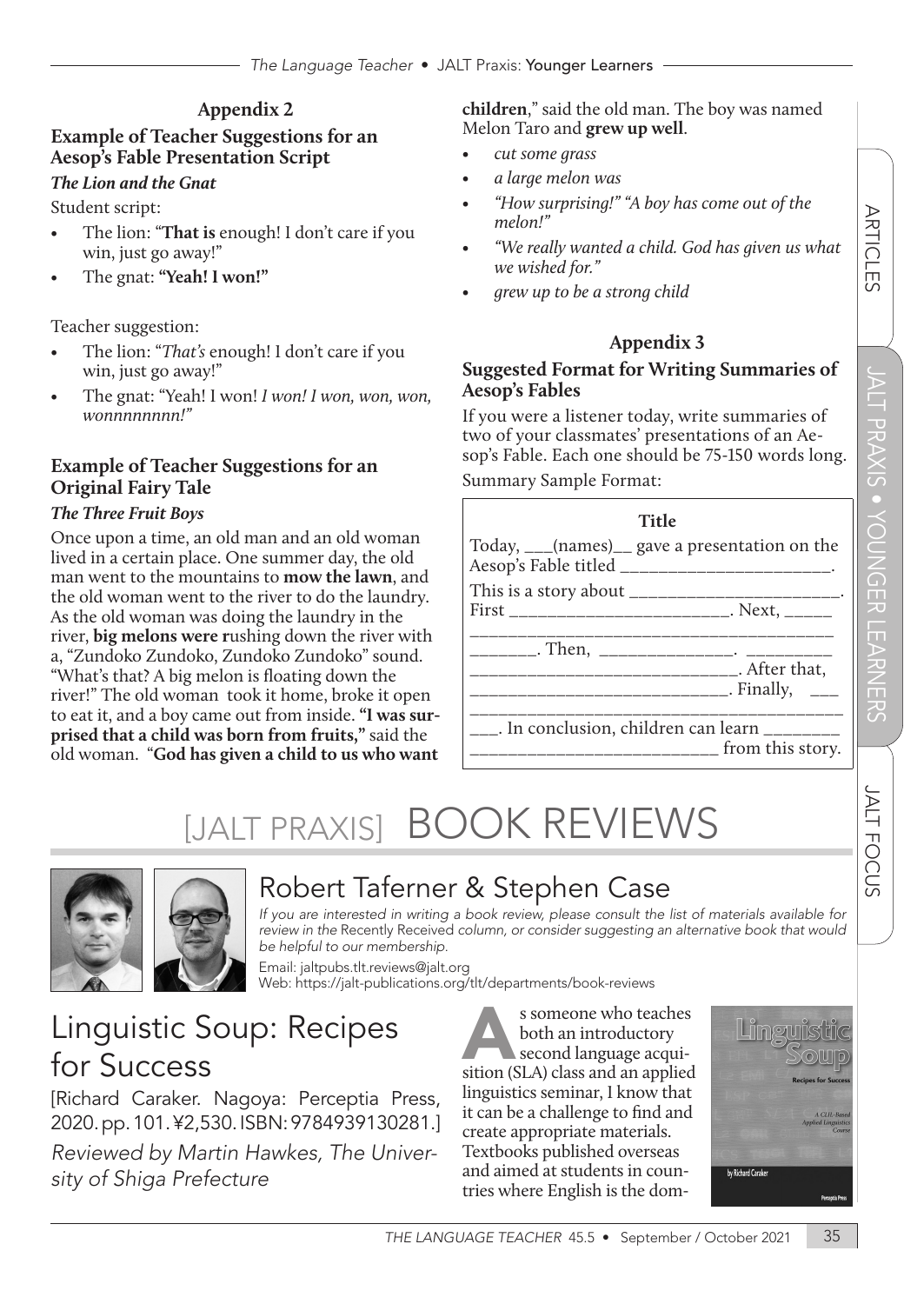## Appendix 2

### Example of Teacher Suggestions for an Aesop's Fable Presentation Script

#### *The Lion and the Gnat*

Student script:

- The lion: "**That is** enough! I don't care if you win, just go away!"
- The gnat: **"Yeah! I won!"**

Teacher suggestion:

- The lion: "*That's* enough! I don't care if you win, just go away!"
- The gnat: "Yeah! I won! *I won! I won, won, won, wonnnnnnnn!"*

### Example of Teacher Suggestions for an Original Fairy Tale

#### *The Three Fruit Boys*

Once upon a time, an old man and an old woman lived in a certain place. One summer day, the old man went to the mountains to **mow the lawn**, and the old woman went to the river to do the laundry. As the old woman was doing the laundry in the river, **big melons were r**ushing down the river with a, "Zundoko Zundoko, Zundoko Zundoko" sound. "What's that? A big melon is floating down the river!" The old woman took it home, broke it open to eat it, and a boy came out from inside. **"I was surprised that a child was born from fruits,"** said the old woman. "**God has given a child to us who want children**," said the old man. The boy was named Melon Taro and **grew up well**.

- *cut some grass*
- *a large melon was*
- *"How surprising!" "A boy has come out of the melon!"*
- *"We really wanted a child. God has given us what we wished for."*
- *grew up to be a strong child*

## Appendix 3

### Suggested Format for Writing Summaries of Aesop's Fables

If you were a listener today, write summaries of two of your classmates' presentations of an Aesop's Fable. Each one should be 75-150 words long.

Summary Sample Format:

**Title**

Today, ___(names)__ gave a presentation on the Aesop's Fable titled _______________________.

This is a story about _______________________. First _______________________. Next, _____ _______________________________________ _______. Then, ______________. _________ _____________________________. After that, ____________________________. Finally, ___ _______________________________________ ___. In conclusion, children can learn ________ ___________________________ from this story.

# [JALT PRAXIS] BOOK REVIEWS

## Robert Taferner & Stephen Case

*If you are interested in writing a book review, please consult the list of materials available for review in the* Recently Received *column, or consider suggesting an alternative book that would be helpful to our membership.*

Email: jaltpubs.tlt.reviews@jalt.org
Web: https://jalt-publications.org/tlt/departments/book-reviews

## Linguistic Soup: Recipes for Success

[Richard Caraker. Nagoya: Perceptia Press, 2020. pp. 101. ¥2,530. ISBN: 9784939130281.]

*Reviewed by Martin Hawkes, The University of Shiga Prefecture*

As someone who teaches both an introductory second language acquisition (SLA) class and an applied linguistics seminar, I know that it can be a challenge to find and create appropriate materials. Textbooks published overseas and aimed at students in countries where English is the dom-